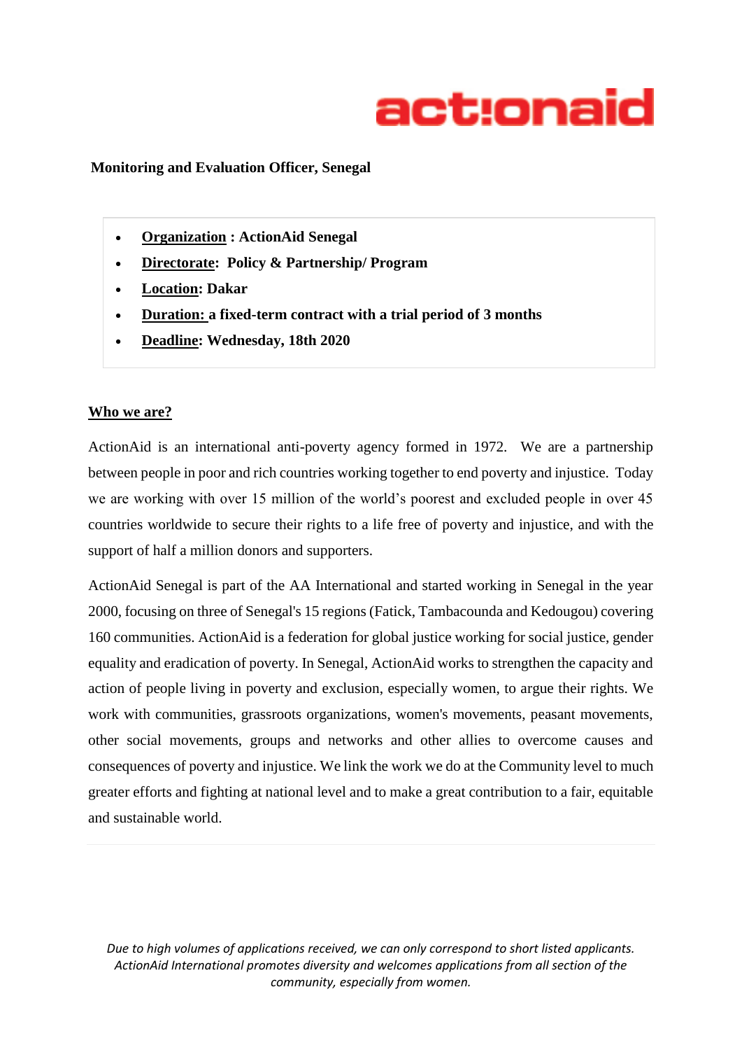actionaid

**Monitoring and Evaluation Officer, Senegal**

- **Organization : ActionAid Senegal**
- **Directorate: Policy & Partnership/ Program**
- **Location: Dakar**
- **Duration: a fixed-term contract with a trial period of 3 months**
- **Deadline: Wednesday, 18th 2020**

## Who we are?

ActionAid is an international anti-poverty agency formed in 1972. We are a partnership between people in poor and rich countries working together to end poverty and injustice. Today we are working with over 15 million of the world's poorest and excluded people in over 45 countries worldwide to secure their rights to a life free of poverty and injustice, and with the support of half a million donors and supporters.

ActionAid Senegal is part of the AA International and started working in Senegal in the year 2000, focusing on three of Senegal's 15 regions (Fatick, Tambacounda and Kedougou) covering 160 communities. ActionAid is a federation for global justice working for social justice, gender equality and eradication of poverty. In Senegal, ActionAid works to strengthen the capacity and action of people living in poverty and exclusion, especially women, to argue their rights. We work with communities, grassroots organizations, women's movements, peasant movements, other social movements, groups and networks and other allies to overcome causes and consequences of poverty and injustice. We link the work we do at the Community level to much greater efforts and fighting at national level and to make a great contribution to a fair, equitable and sustainable world.

*Due to high volumes of applications received, we can only correspond to short listed applicants. ActionAid International promotes diversity and welcomes applications from all section of the community, especially from women.*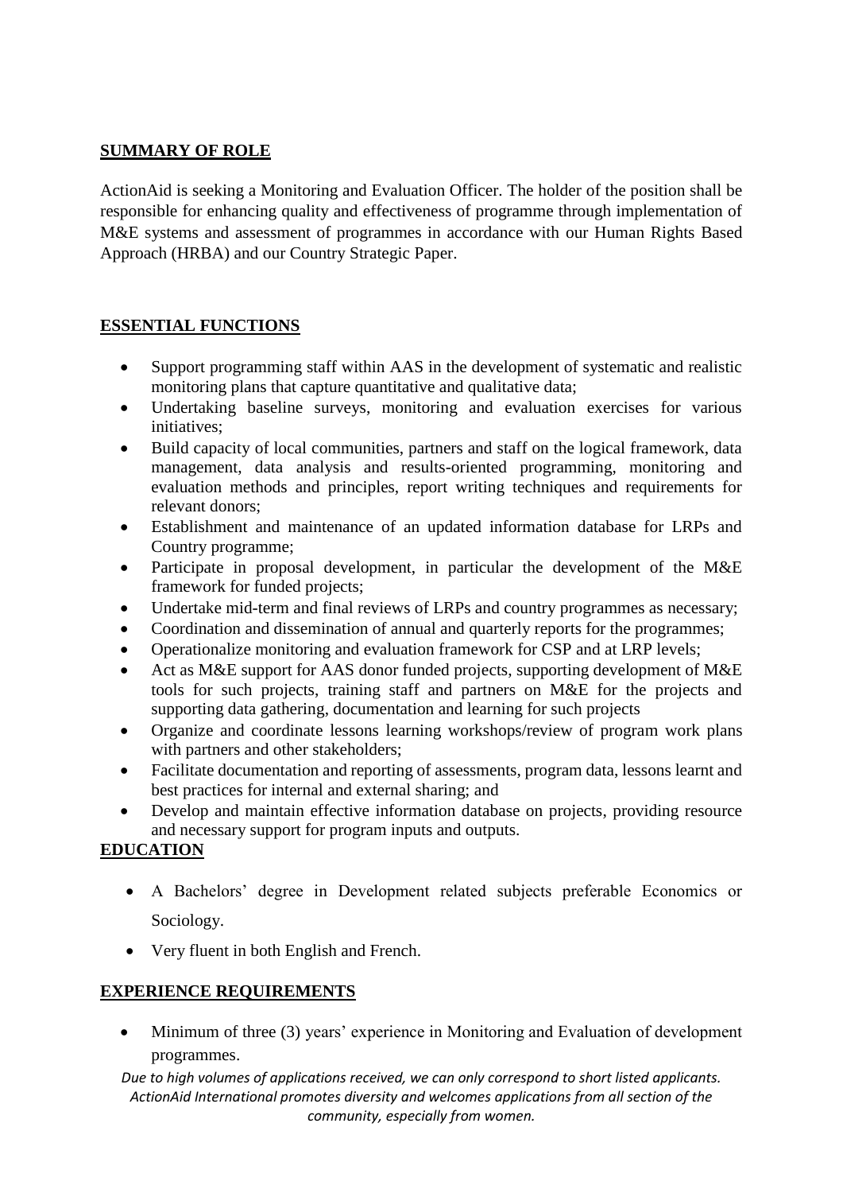## SUMMARY OF ROLE

ActionAid is seeking a Monitoring and Evaluation Officer. The holder of the position shall be responsible for enhancing quality and effectiveness of programme through implementation of M&E systems and assessment of programmes in accordance with our Human Rights Based Approach (HRBA) and our Country Strategic Paper.

## ESSENTIAL FUNCTIONS

- Support programming staff within AAS in the development of systematic and realistic monitoring plans that capture quantitative and qualitative data;
- Undertaking baseline surveys, monitoring and evaluation exercises for various initiatives;
- Build capacity of local communities, partners and staff on the logical framework, data management, data analysis and results-oriented programming, monitoring and evaluation methods and principles, report writing techniques and requirements for relevant donors;
- Establishment and maintenance of an updated information database for LRPs and Country programme;
- Participate in proposal development, in particular the development of the M&E framework for funded projects;
- Undertake mid-term and final reviews of LRPs and country programmes as necessary;
- Coordination and dissemination of annual and quarterly reports for the programmes;
- Operationalize monitoring and evaluation framework for CSP and at LRP levels;
- Act as M&E support for AAS donor funded projects, supporting development of M&E tools for such projects, training staff and partners on M&E for the projects and supporting data gathering, documentation and learning for such projects
- Organize and coordinate lessons learning workshops/review of program work plans with partners and other stakeholders;
- Facilitate documentation and reporting of assessments, program data, lessons learnt and best practices for internal and external sharing; and
- Develop and maintain effective information database on projects, providing resource and necessary support for program inputs and outputs.

## EDUCATION

- A Bachelors' degree in Development related subjects preferable Economics or Sociology.
- Very fluent in both English and French.

## EXPERIENCE REQUIREMENTS

- Minimum of three (3) years' experience in Monitoring and Evaluation of development programmes.

*Due to high volumes of applications received, we can only correspond to short listed applicants. ActionAid International promotes diversity and welcomes applications from all section of the community, especially from women.*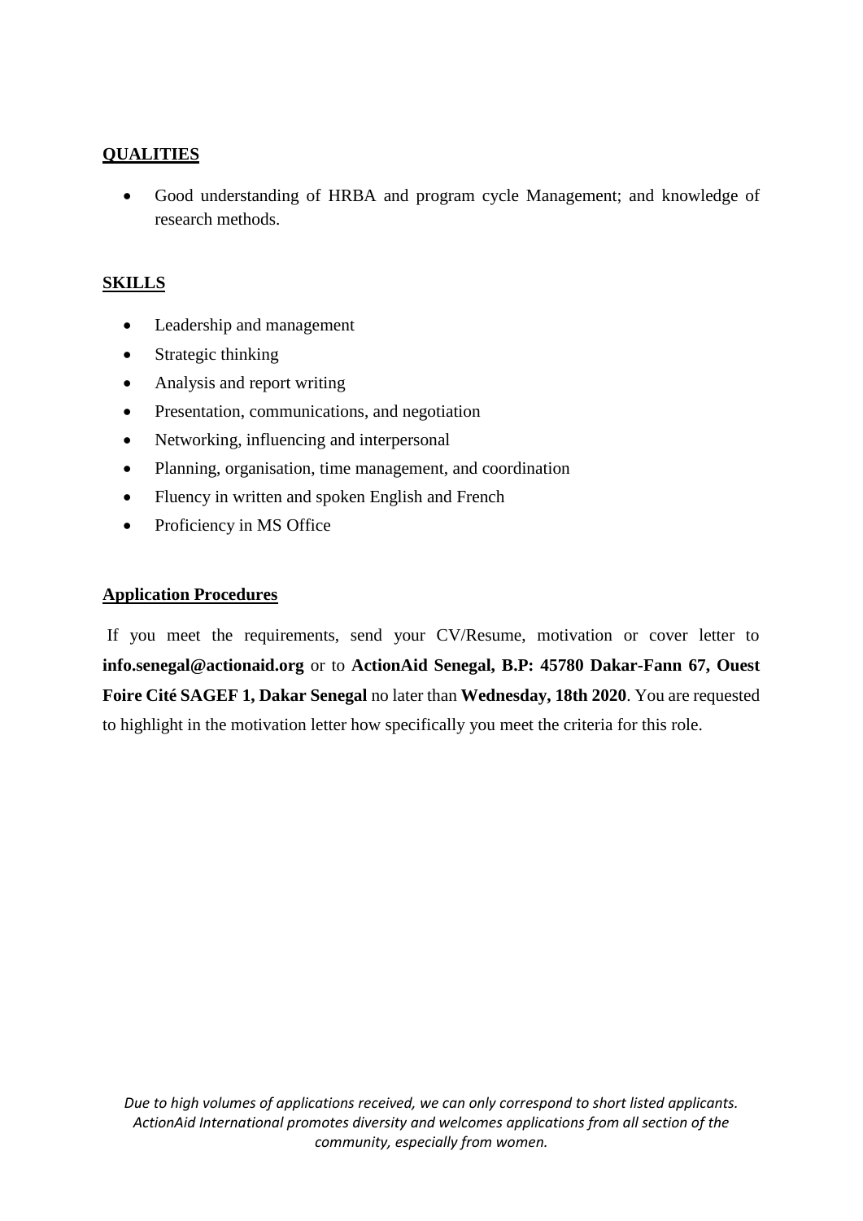## QUALITIES

- Good understanding of HRBA and program cycle Management; and knowledge of research methods.

## SKILLS

- Leadership and management
- Strategic thinking
- Analysis and report writing
- Presentation, communications, and negotiation
- Networking, influencing and interpersonal
- Planning, organisation, time management, and coordination
- Fluency in written and spoken English and French
- Proficiency in MS Office

## Application Procedures

If you meet the requirements, send your CV/Resume, motivation or cover letter to **info.senegal@actionaid.org** or to **ActionAid Senegal, B.P: 45780 Dakar-Fann 67, Ouest Foire Cité SAGEF 1, Dakar Senegal** no later than **Wednesday, 18th 2020**. You are requested to highlight in the motivation letter how specifically you meet the criteria for this role.

*Due to high volumes of applications received, we can only correspond to short listed applicants. ActionAid International promotes diversity and welcomes applications from all section of the community, especially from women.*